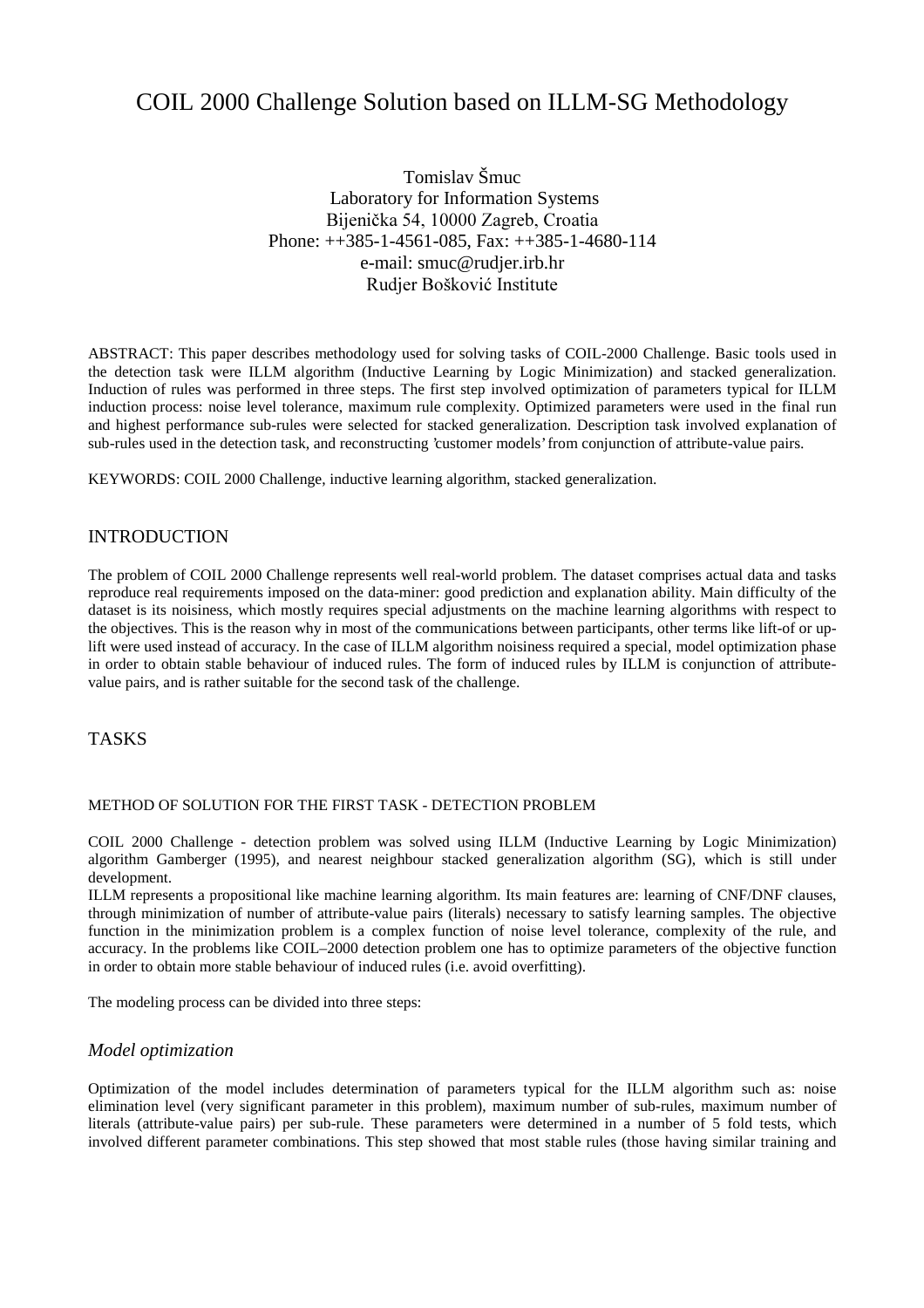# COIL 2000 Challenge Solution based on ILLM-SG Methodology

Tomislav Šmuc
Laboratory for Information Systems
Bijenička 54, 10000 Zagreb, Croatia
Phone: ++385-1-4561-085, Fax: ++385-1-4680-114
e-mail: smuc@rudjer.irb.hr
Rudjer Bošković Institute

ABSTRACT: This paper describes methodology used for solving tasks of COIL-2000 Challenge. Basic tools used in the detection task were ILLM algorithm (Inductive Learning by Logic Minimization) and stacked generalization. Induction of rules was performed in three steps. The first step involved optimization of parameters typical for ILLM induction process: noise level tolerance, maximum rule complexity. Optimized parameters were used in the final run and highest performance sub-rules were selected for stacked generalization. Description task involved explanation of sub-rules used in the detection task, and reconstructing 'customer models' from conjunction of attribute-value pairs.

KEYWORDS: COIL 2000 Challenge, inductive learning algorithm, stacked generalization.

## INTRODUCTION

The problem of COIL 2000 Challenge represents well real-world problem. The dataset comprises actual data and tasks reproduce real requirements imposed on the data-miner: good prediction and explanation ability. Main difficulty of the dataset is its noisiness, which mostly requires special adjustments on the machine learning algorithms with respect to the objectives. This is the reason why in most of the communications between participants, other terms like lift-of or up-lift were used instead of accuracy. In the case of ILLM algorithm noisiness required a special, model optimization phase in order to obtain stable behaviour of induced rules. The form of induced rules by ILLM is conjunction of attribute-value pairs, and is rather suitable for the second task of the challenge.

## TASKS

### METHOD OF SOLUTION FOR THE FIRST TASK - DETECTION PROBLEM

COIL 2000 Challenge - detection problem was solved using ILLM (Inductive Learning by Logic Minimization) algorithm Gamberger (1995), and nearest neighbour stacked generalization algorithm (SG), which is still under development.

ILLM represents a propositional like machine learning algorithm. Its main features are: learning of CNF/DNF clauses, through minimization of number of attribute-value pairs (literals) necessary to satisfy learning samples. The objective function in the minimization problem is a complex function of noise level tolerance, complexity of the rule, and accuracy. In the problems like COIL–2000 detection problem one has to optimize parameters of the objective function in order to obtain more stable behaviour of induced rules (i.e. avoid overfitting).

The modeling process can be divided into three steps:

### *Model optimization*

Optimization of the model includes determination of parameters typical for the ILLM algorithm such as: noise elimination level (very significant parameter in this problem), maximum number of sub-rules, maximum number of literals (attribute-value pairs) per sub-rule. These parameters were determined in a number of 5 fold tests, which involved different parameter combinations. This step showed that most stable rules (those having similar training and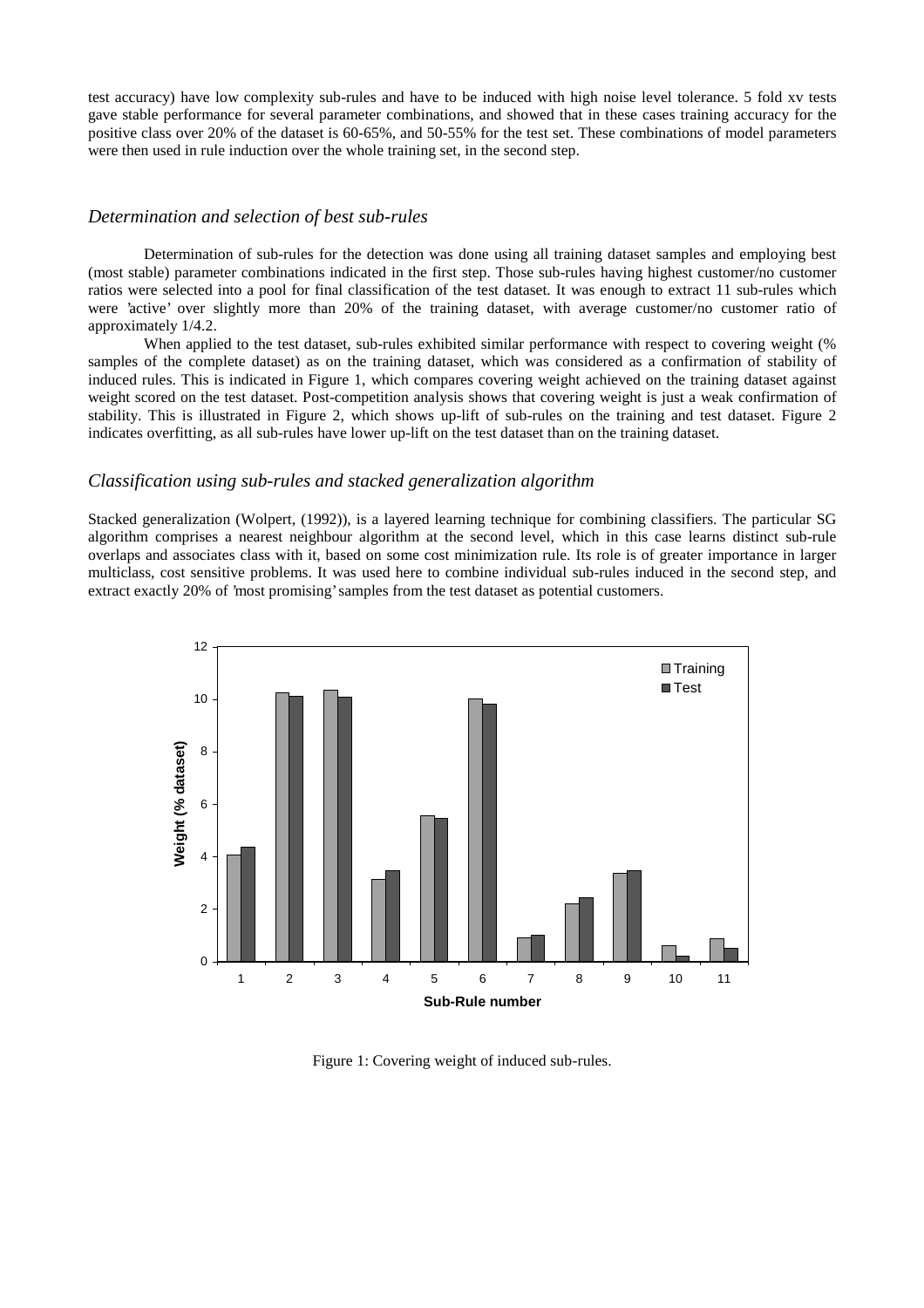test accuracy) have low complexity sub-rules and have to be induced with high noise level tolerance. 5 fold xv tests gave stable performance for several parameter combinations, and showed that in these cases training accuracy for the positive class over 20% of the dataset is 60-65%, and 50-55% for the test set. These combinations of model parameters were then used in rule induction over the whole training set, in the second step.

### *Determination and selection of best sub-rules*

Determination of sub-rules for the detection was done using all training dataset samples and employing best (most stable) parameter combinations indicated in the first step. Those sub-rules having highest customer/no customer ratios were selected into a pool for final classification of the test dataset. It was enough to extract 11 sub-rules which were 'active' over slightly more than 20% of the training dataset, with average customer/no customer ratio of approximately 1/4.2.

When applied to the test dataset, sub-rules exhibited similar performance with respect to covering weight (% samples of the complete dataset) as on the training dataset, which was considered as a confirmation of stability of induced rules. This is indicated in Figure 1, which compares covering weight achieved on the training dataset against weight scored on the test dataset. Post-competition analysis shows that covering weight is just a weak confirmation of stability. This is illustrated in Figure 2, which shows up-lift of sub-rules on the training and test dataset. Figure 2 indicates overfitting, as all sub-rules have lower up-lift on the test dataset than on the training dataset.

### *Classification using sub-rules and stacked generalization algorithm*

Stacked generalization (Wolpert, (1992)), is a layered learning technique for combining classifiers. The particular SG algorithm comprises a nearest neighbour algorithm at the second level, which in this case learns distinct sub-rule overlaps and associates class with it, based on some cost minimization rule. Its role is of greater importance in larger multiclass, cost sensitive problems. It was used here to combine individual sub-rules induced in the second step, and extract exactly 20% of 'most promising' samples from the test dataset as potential customers.

Figure 1: Covering weight of induced sub-rules.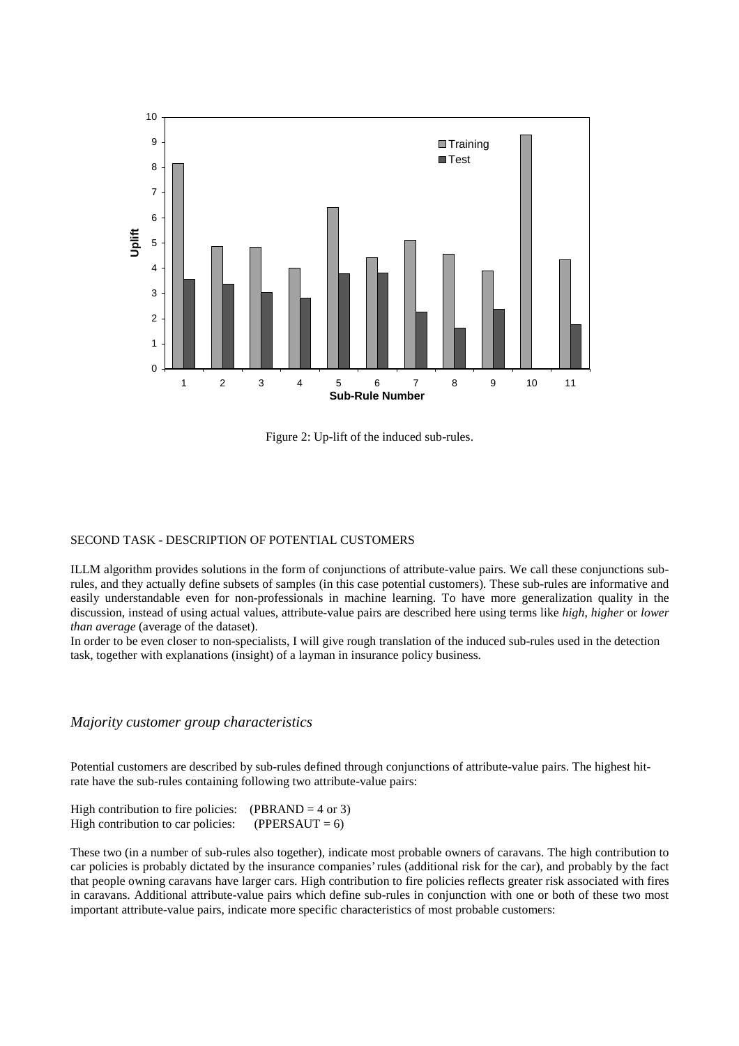Figure 2: Up-lift of the induced sub-rules.

SECOND TASK - DESCRIPTION OF POTENTIAL CUSTOMERS

ILLM algorithm provides solutions in the form of conjunctions of attribute-value pairs. We call these conjunctions sub-rules, and they actually define subsets of samples (in this case potential customers). These sub-rules are informative and easily understandable even for non-professionals in machine learning. To have more generalization quality in the discussion, instead of using actual values, attribute-value pairs are described here using terms like *high*, *higher* or *lower than average* (average of the dataset).

In order to be even closer to non-specialists, I will give rough translation of the induced sub-rules used in the detection task, together with explanations (insight) of a layman in insurance policy business.

## *Majority customer group characteristics*

Potential customers are described by sub-rules defined through conjunctions of attribute-value pairs. The highest hit-rate have the sub-rules containing following two attribute-value pairs:

High contribution to fire policies: (PBRAND = 4 or 3)
High contribution to car policies: (PPERSAUT = 6)

These two (in a number of sub-rules also together), indicate most probable owners of caravans. The high contribution to car policies is probably dictated by the insurance companies' rules (additional risk for the car), and probably by the fact that people owning caravans have larger cars. High contribution to fire policies reflects greater risk associated with fires in caravans. Additional attribute-value pairs which define sub-rules in conjunction with one or both of these two most important attribute-value pairs, indicate more specific characteristics of most probable customers: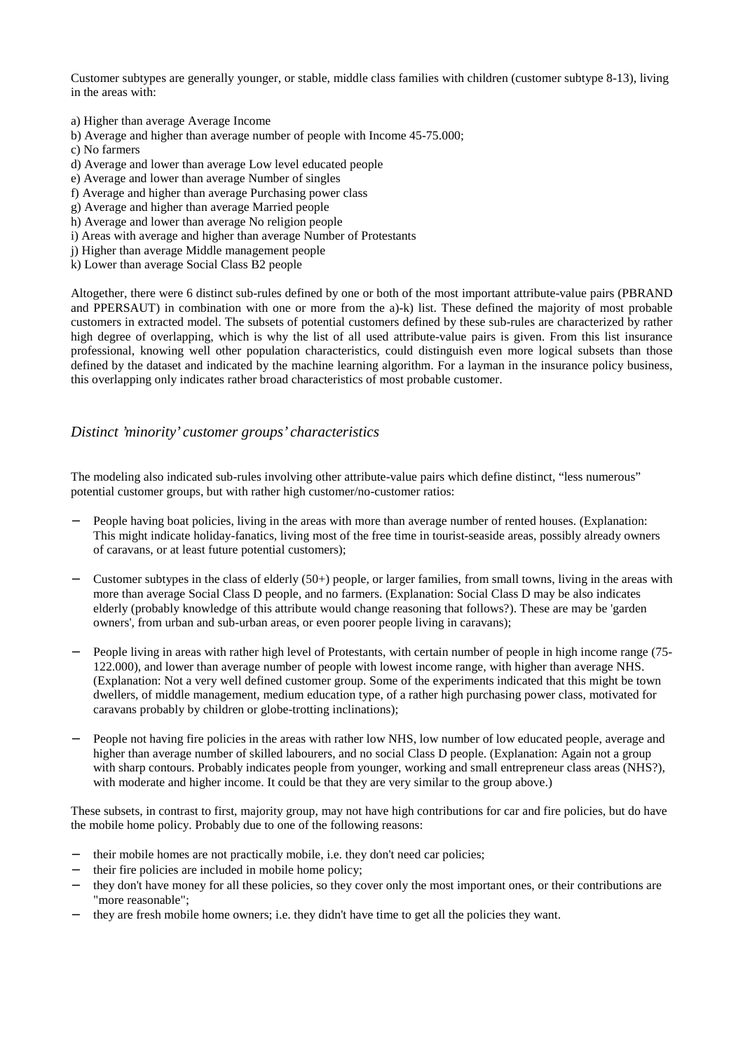Customer subtypes are generally younger, or stable, middle class families with children (customer subtype 8-13), living in the areas with:

a) Higher than average Average Income
b) Average and higher than average number of people with Income 45-75.000;
c) No farmers
d) Average and lower than average Low level educated people
e) Average and lower than average Number of singles
f) Average and higher than average Purchasing power class
g) Average and higher than average Married people
h) Average and lower than average No religion people
i) Areas with average and higher than average Number of Protestants
j) Higher than average Middle management people
k) Lower than average Social Class B2 people

Altogether, there were 6 distinct sub-rules defined by one or both of the most important attribute-value pairs (PBRAND and PPERSAUT) in combination with one or more from the a)-k) list. These defined the majority of most probable customers in extracted model. The subsets of potential customers defined by these sub-rules are characterized by rather high degree of overlapping, which is why the list of all used attribute-value pairs is given. From this list insurance professional, knowing well other population characteristics, could distinguish even more logical subsets than those defined by the dataset and indicated by the machine learning algorithm. For a layman in the insurance policy business, this overlapping only indicates rather broad characteristics of most probable customer.

## *Distinct 'minority' customer groups' characteristics*

The modeling also indicated sub-rules involving other attribute-value pairs which define distinct, "less numerous" potential customer groups, but with rather high customer/no-customer ratios:

- People having boat policies, living in the areas with more than average number of rented houses. (Explanation: This might indicate holiday-fanatics, living most of the free time in tourist-seaside areas, possibly already owners of caravans, or at least future potential customers);
- Customer subtypes in the class of elderly (50+) people, or larger families, from small towns, living in the areas with more than average Social Class D people, and no farmers. (Explanation: Social Class D may be also indicates elderly (probably knowledge of this attribute would change reasoning that follows?). These are may be 'garden owners', from urban and sub-urban areas, or even poorer people living in caravans);
- People living in areas with rather high level of Protestants, with certain number of people in high income range (75-122.000), and lower than average number of people with lowest income range, with higher than average NHS. (Explanation: Not a very well defined customer group. Some of the experiments indicated that this might be town dwellers, of middle management, medium education type, of a rather high purchasing power class, motivated for caravans probably by children or globe-trotting inclinations);
- People not having fire policies in the areas with rather low NHS, low number of low educated people, average and higher than average number of skilled labourers, and no social Class D people. (Explanation: Again not a group with sharp contours. Probably indicates people from younger, working and small entrepreneur class areas (NHS?), with moderate and higher income. It could be that they are very similar to the group above.)

These subsets, in contrast to first, majority group, may not have high contributions for car and fire policies, but do have the mobile home policy. Probably due to one of the following reasons:

- their mobile homes are not practically mobile, i.e. they don't need car policies;
- their fire policies are included in mobile home policy;
- they don't have money for all these policies, so they cover only the most important ones, or their contributions are "more reasonable";
- they are fresh mobile home owners; i.e. they didn't have time to get all the policies they want.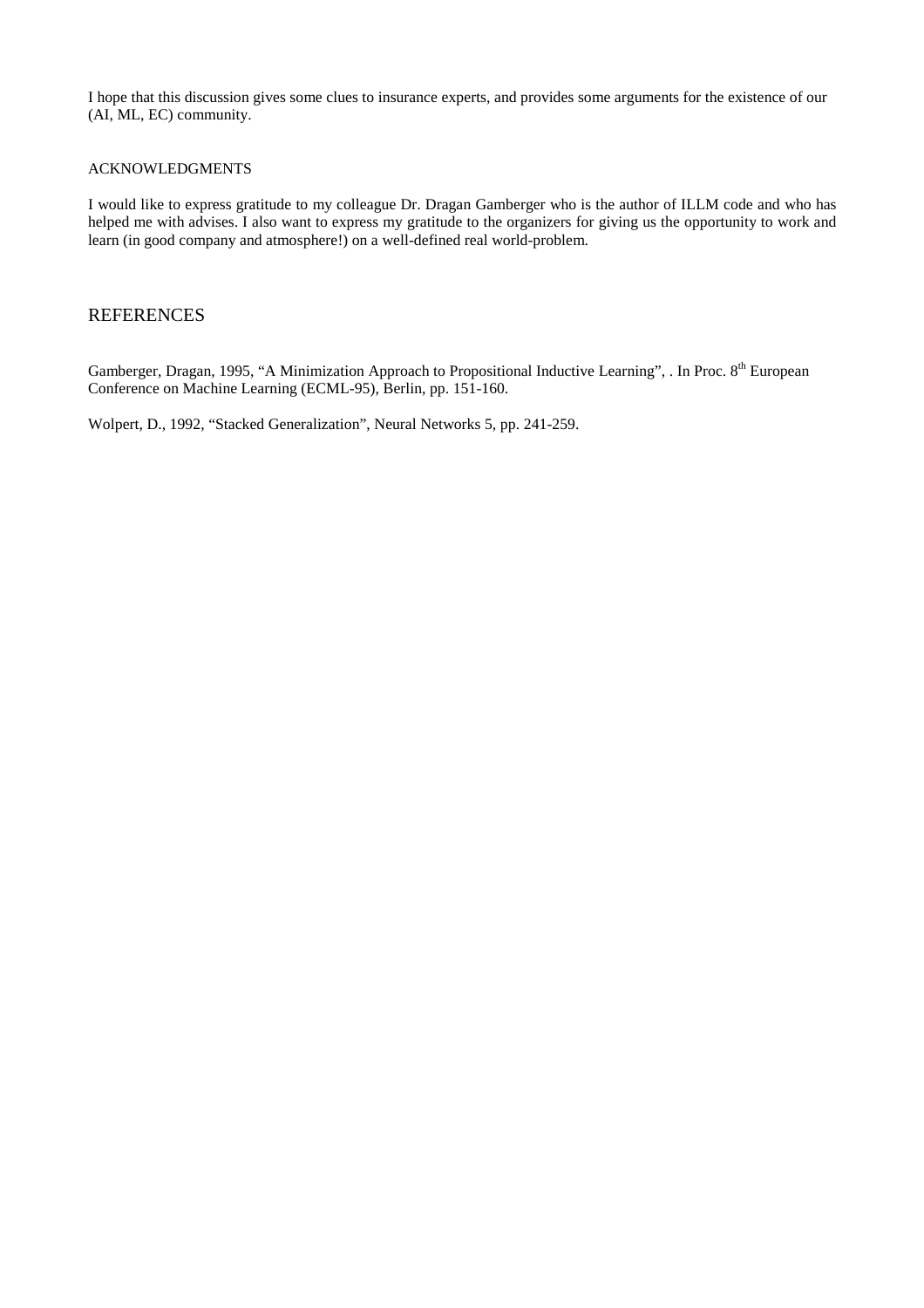I hope that this discussion gives some clues to insurance experts, and provides some arguments for the existence of our (AI, ML, EC) community.

ACKNOWLEDGMENTS

I would like to express gratitude to my colleague Dr. Dragan Gamberger who is the author of ILLM code and who has helped me with advises. I also want to express my gratitude to the organizers for giving us the opportunity to work and learn (in good company and atmosphere!) on a well-defined real world-problem.

## REFERENCES

Gamberger, Dragan, 1995, "A Minimization Approach to Propositional Inductive Learning", . In Proc. 8th European Conference on Machine Learning (ECML-95), Berlin, pp. 151-160.

Wolpert, D., 1992, "Stacked Generalization", Neural Networks 5, pp. 241-259.